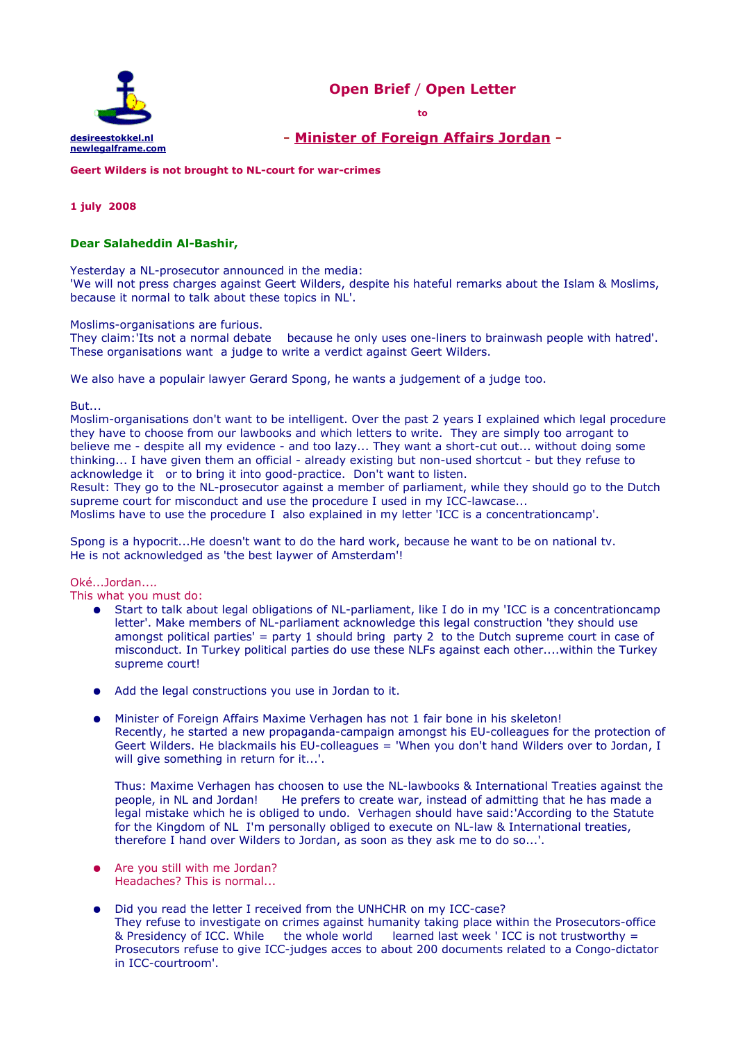desireestokkel.nl
newlegalframe.com

# Open Brief / Open Letter

to

## - Minister of Foreign Affairs Jordan -

**Geert Wilders is not brought to NL-court for war-crimes**

**1 july 2008**

**Dear Salaheddin Al-Bashir,**

Yesterday a NL-prosecutor announced in the media:
'We will not press charges against Geert Wilders, despite his hateful remarks about the Islam & Moslims, because it normal to talk about these topics in NL'.

Moslims-organisations are furious.
They claim:'Its not a normal debate because he only uses one-liners to brainwash people with hatred'. These organisations want a judge to write a verdict against Geert Wilders.

We also have a populair lawyer Gerard Spong, he wants a judgement of a judge too.

But...
Moslim-organisations don't want to be intelligent. Over the past 2 years I explained which legal procedure they have to choose from our lawbooks and which letters to write. They are simply too arrogant to believe me - despite all my evidence - and too lazy... They want a short-cut out... without doing some thinking... I have given them an official - already existing but non-used shortcut - but they refuse to acknowledge it or to bring it into good-practice. Don't want to listen.
Result: They go to the NL-prosecutor against a member of parliament, while they should go to the Dutch supreme court for misconduct and use the procedure I used in my ICC-lawcase...
Moslims have to use the procedure I also explained in my letter 'ICC is a concentrationcamp'.

Spong is a hypocrit...He doesn't want to do the hard work, because he want to be on national tv.
He is not acknowledged as 'the best laywer of Amsterdam'!

Oké...Jordan....
This what you must do:

- Start to talk about legal obligations of NL-parliament, like I do in my 'ICC is a concentrationcamp letter'. Make members of NL-parliament acknowledge this legal construction 'they should use amongst political parties' = party 1 should bring party 2 to the Dutch supreme court in case of misconduct. In Turkey political parties do use these NLFs against each other....within the Turkey supreme court!

- Add the legal constructions you use in Jordan to it.

- Minister of Foreign Affairs Maxime Verhagen has not 1 fair bone in his skeleton!
  Recently, he started a new propaganda-campaign amongst his EU-colleagues for the protection of Geert Wilders. He blackmails his EU-colleagues = 'When you don't hand Wilders over to Jordan, I will give something in return for it...'.

  Thus: Maxime Verhagen has choosen to use the NL-lawbooks & International Treaties against the people, in NL and Jordan! He prefers to create war, instead of admitting that he has made a legal mistake which he is obliged to undo. Verhagen should have said:'According to the Statute for the Kingdom of NL I'm personally obliged to execute on NL-law & International treaties, therefore I hand over Wilders to Jordan, as soon as they ask me to do so...'.

- Are you still with me Jordan?
  Headaches? This is normal...

- Did you read the letter I received from the UNHCHR on my ICC-case?
  They refuse to investigate on crimes against humanity taking place within the Prosecutors-office & Presidency of ICC. While the whole world learned last week ' ICC is not trustworthy = Prosecutors refuse to give ICC-judges acces to about 200 documents related to a Congo-dictator in ICC-courtroom'.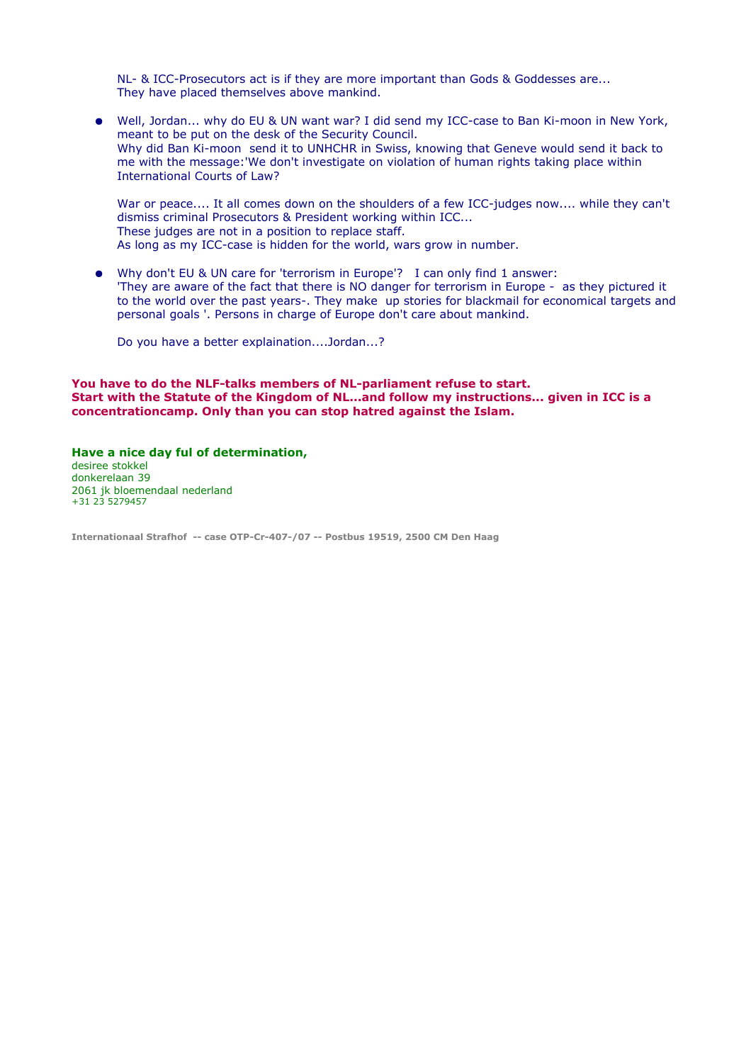NL- & ICC-Prosecutors act is if they are more important than Gods & Goddesses are...
They have placed themselves above mankind.

- Well, Jordan... why do EU & UN want war? I did send my ICC-case to Ban Ki-moon in New York, meant to be put on the desk of the Security Council.
  Why did Ban Ki-moon send it to UNHCHR in Swiss, knowing that Geneve would send it back to me with the message:'We don't investigate on violation of human rights taking place within International Courts of Law?

  War or peace.... It all comes down on the shoulders of a few ICC-judges now.... while they can't dismiss criminal Prosecutors & President working within ICC...
  These judges are not in a position to replace staff.
  As long as my ICC-case is hidden for the world, wars grow in number.

- Why don't EU & UN care for 'terrorism in Europe'? I can only find 1 answer:
  'They are aware of the fact that there is NO danger for terrorism in Europe - as they pictured it to the world over the past years-. They make up stories for blackmail for economical targets and personal goals '. Persons in charge of Europe don't care about mankind.

  Do you have a better explaination....Jordan...?

**You have to do the NLF-talks members of NL-parliament refuse to start.**
**Start with the Statute of the Kingdom of NL...and follow my instructions... given in ICC is a concentrationcamp. Only than you can stop hatred against the Islam.**

**Have a nice day ful of determination,**
desiree stokkel
donkerelaan 39
2061 jk bloemendaal nederland
+31 23 5279457

**Internationaal Strafhof -- case OTP-Cr-407-/07 -- Postbus 19519, 2500 CM Den Haag**